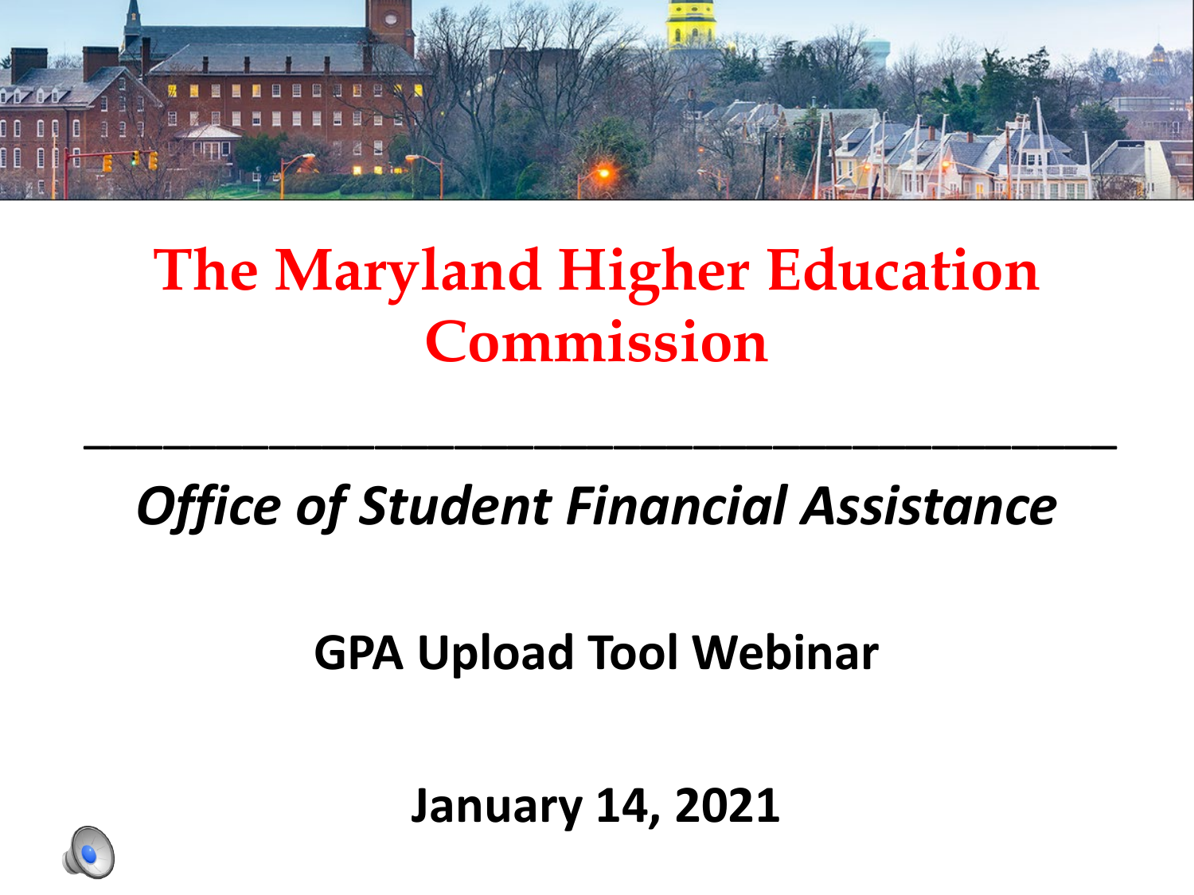# The Maryland Higher Education Commission

---

*Office of Student Financial Assistance*

**GPA Upload Tool Webinar**

**January 14, 2021**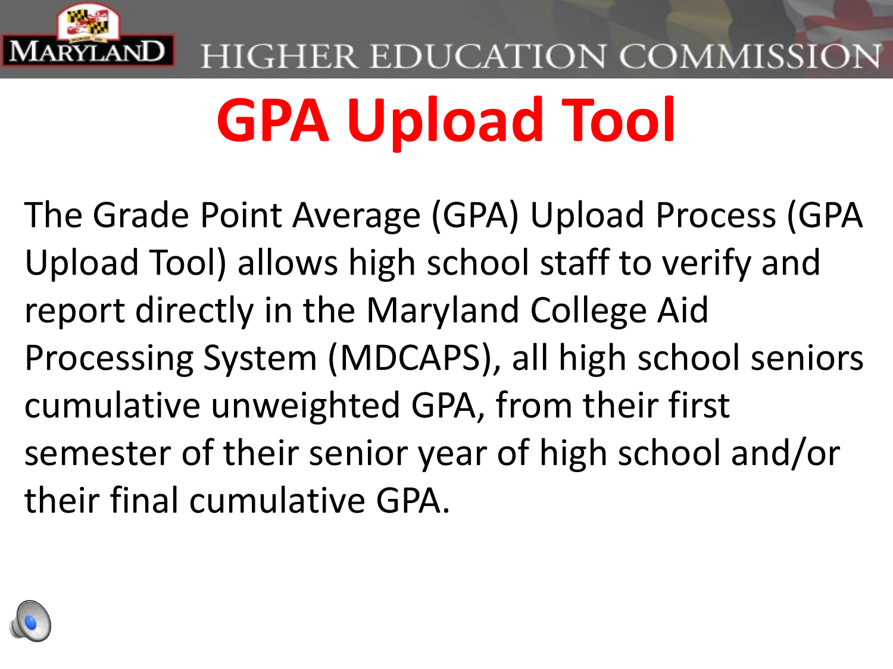# GPA Upload Tool

The Grade Point Average (GPA) Upload Process (GPA Upload Tool) allows high school staff to verify and report directly in the Maryland College Aid Processing System (MDCAPS), all high school seniors cumulative unweighted GPA, from their first semester of their senior year of high school and/or their final cumulative GPA.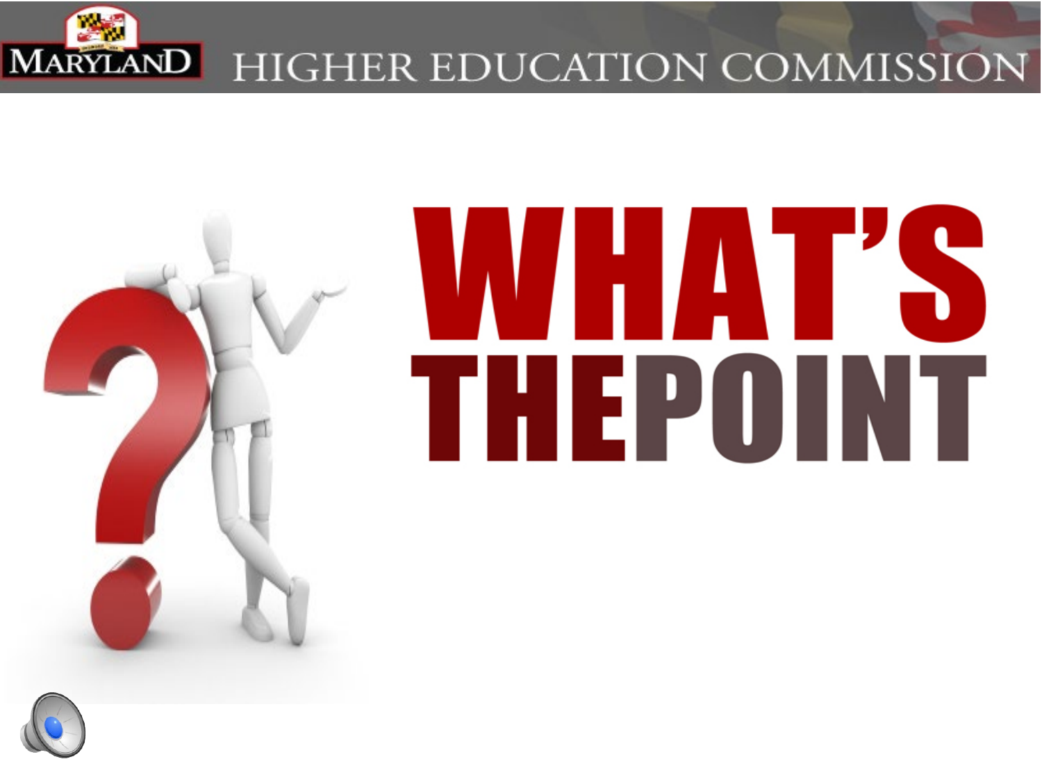# WHAT'S THE POINT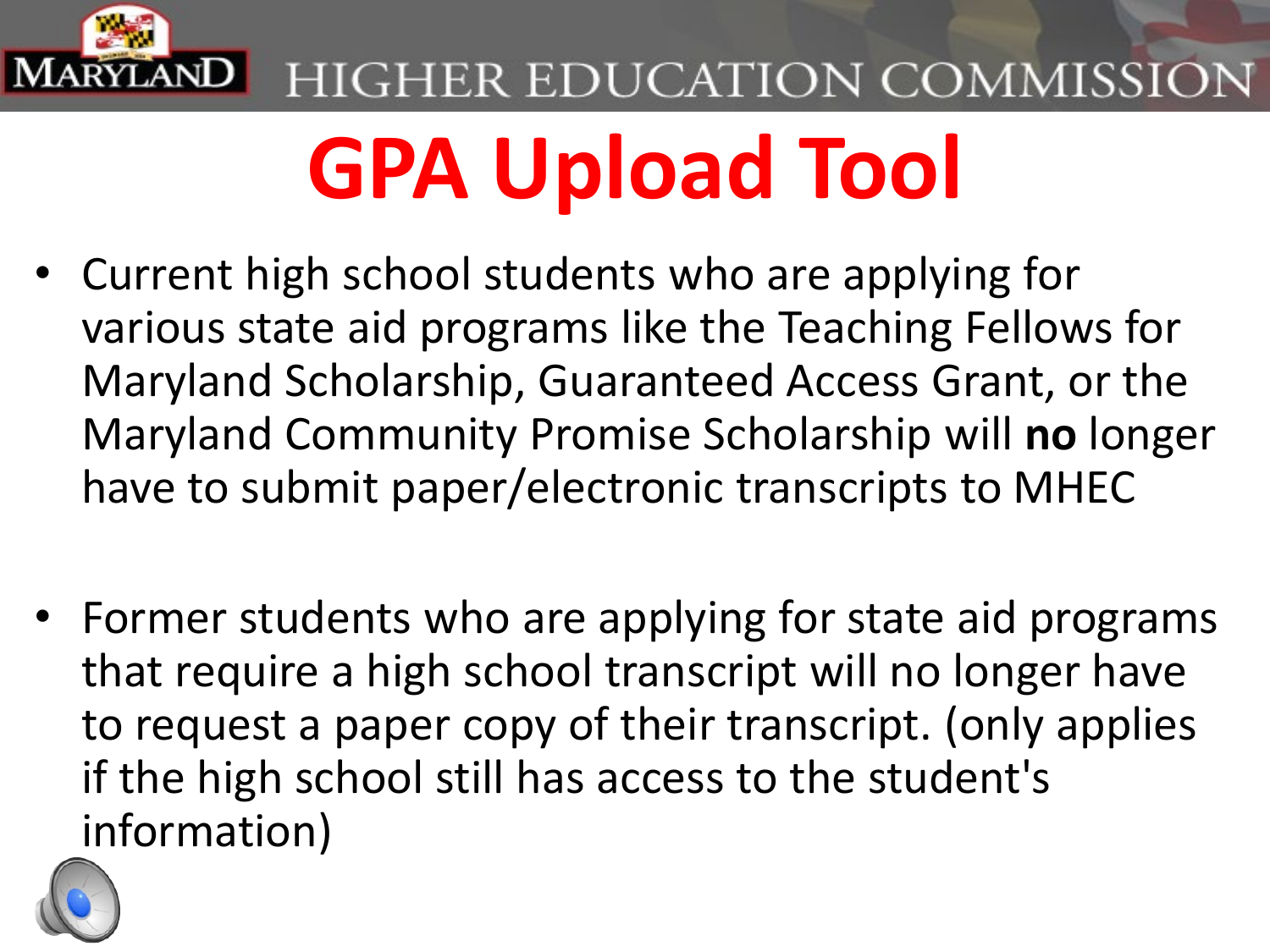# GPA Upload Tool

- Current high school students who are applying for various state aid programs like the Teaching Fellows for Maryland Scholarship, Guaranteed Access Grant, or the Maryland Community Promise Scholarship will **no** longer have to submit paper/electronic transcripts to MHEC

- Former students who are applying for state aid programs that require a high school transcript will no longer have to request a paper copy of their transcript. (only applies if the high school still has access to the student's information)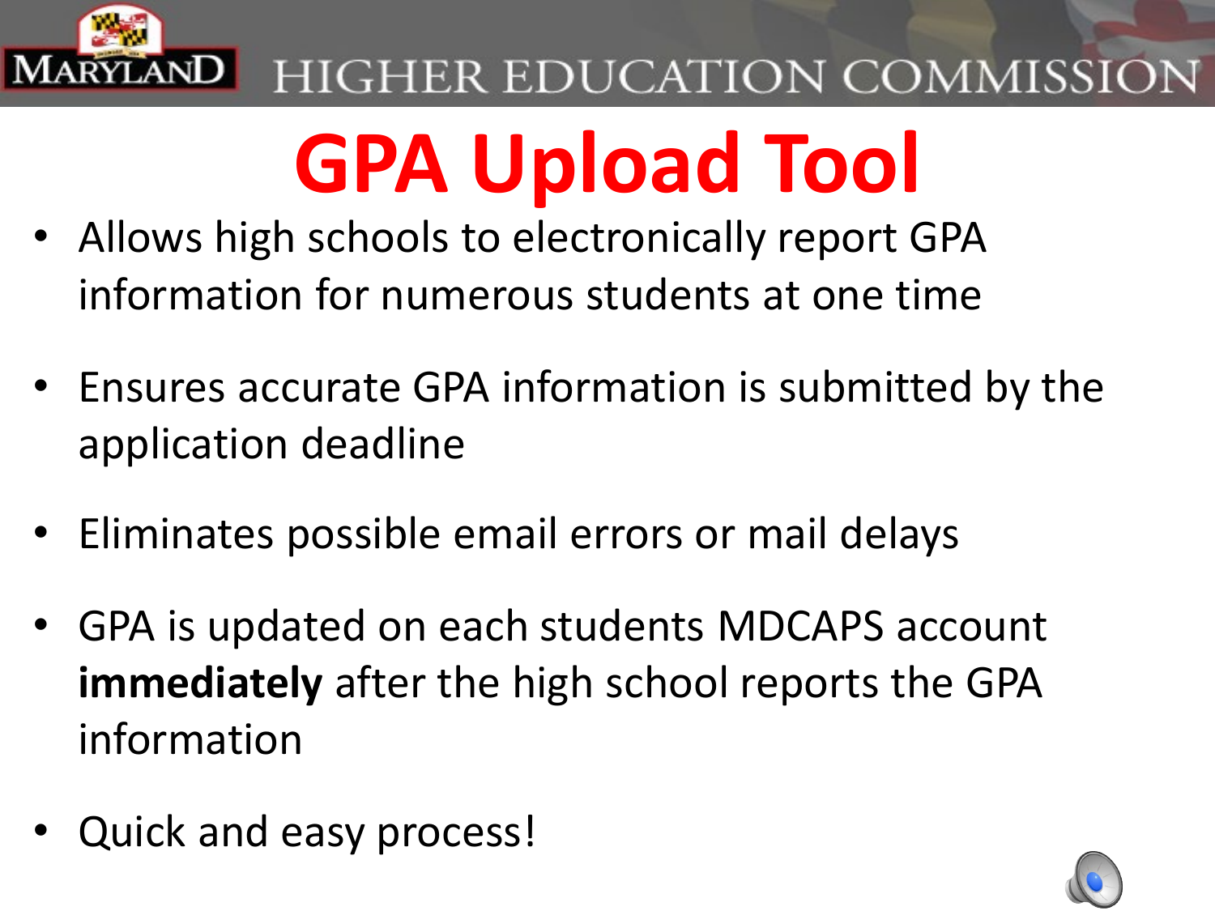# GPA Upload Tool

- Allows high schools to electronically report GPA information for numerous students at one time
- Ensures accurate GPA information is submitted by the application deadline
- Eliminates possible email errors or mail delays
- GPA is updated on each students MDCAPS account **immediately** after the high school reports the GPA information
- Quick and easy process!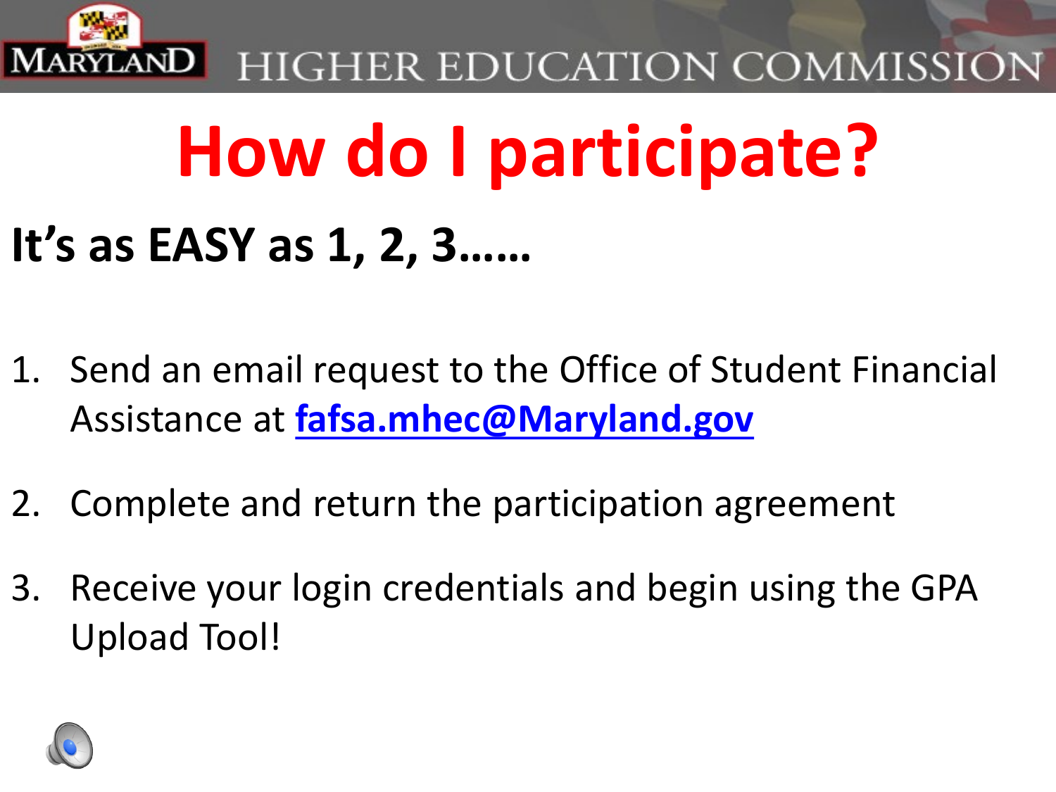# How do I participate?

**It's as EASY as 1, 2, 3……**

1. Send an email request to the Office of Student Financial Assistance at **fafsa.mhec@Maryland.gov**
2. Complete and return the participation agreement
3. Receive your login credentials and begin using the GPA Upload Tool!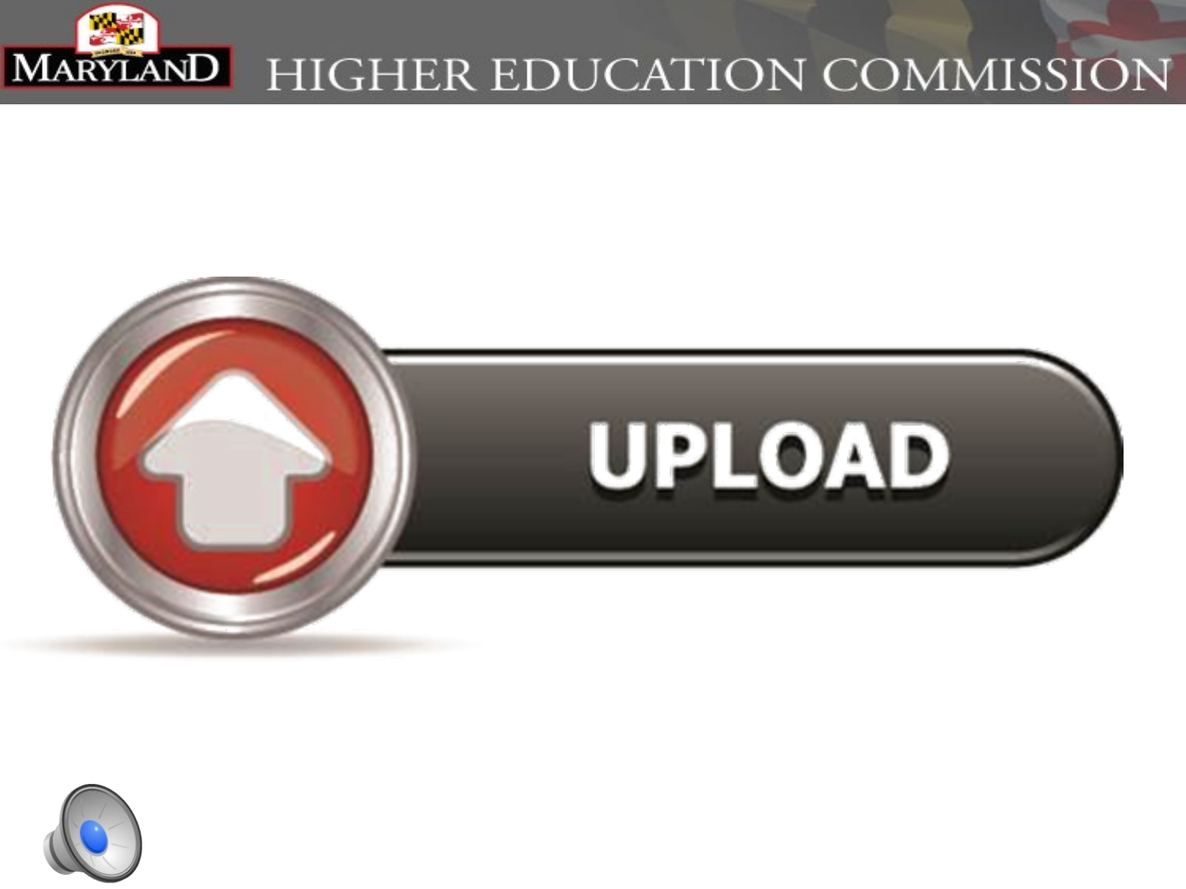UPLOAD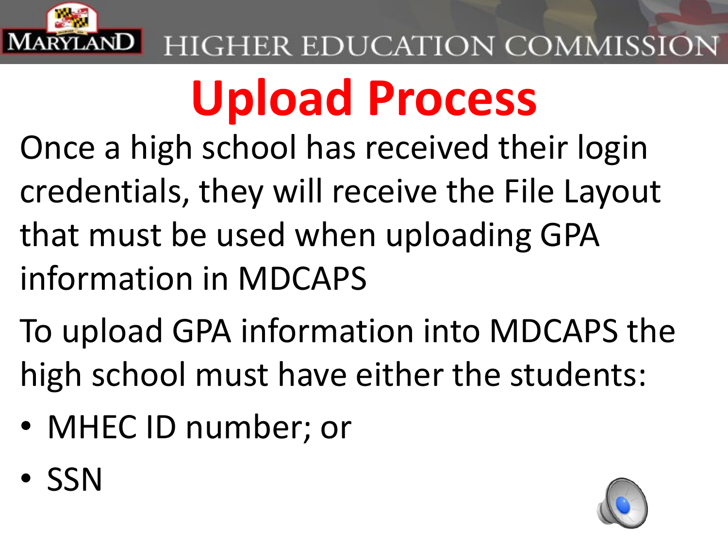# Upload Process

Once a high school has received their login credentials, they will receive the File Layout that must be used when uploading GPA information in MDCAPS

To upload GPA information into MDCAPS the high school must have either the students:

- MHEC ID number; or
- SSN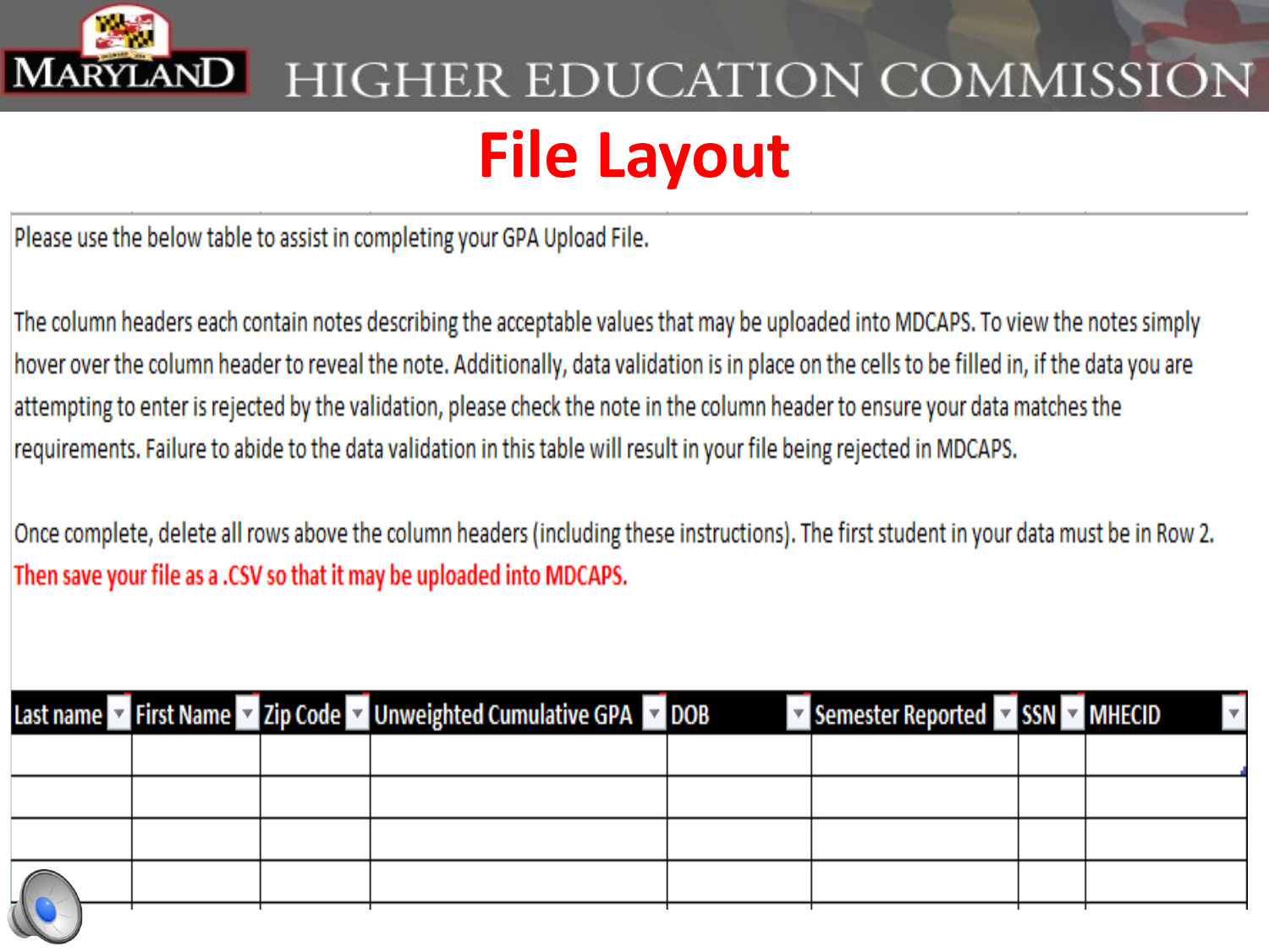# File Layout

Please use the below table to assist in completing your GPA Upload File.

The column headers each contain notes describing the acceptable values that may be uploaded into MDCAPS. To view the notes simply hover over the column header to reveal the note. Additionally, data validation is in place on the cells to be filled in, if the data you are attempting to enter is rejected by the validation, please check the note in the column header to ensure your data matches the requirements. Failure to abide to the data validation in this table will result in your file being rejected in MDCAPS.

Once complete, delete all rows above the column headers (including these instructions). The first student in your data must be in Row 2. Then save your file as a .CSV so that it may be uploaded into MDCAPS.

| Last name | First Name | Zip Code | Unweighted Cumulative GPA | DOB | Semester Reported | SSN | MHECID |
|---|---|---|---|---|---|---|---|
| | | | | | | | |
| | | | | | | | |
| | | | | | | | |
| | | | | | | | |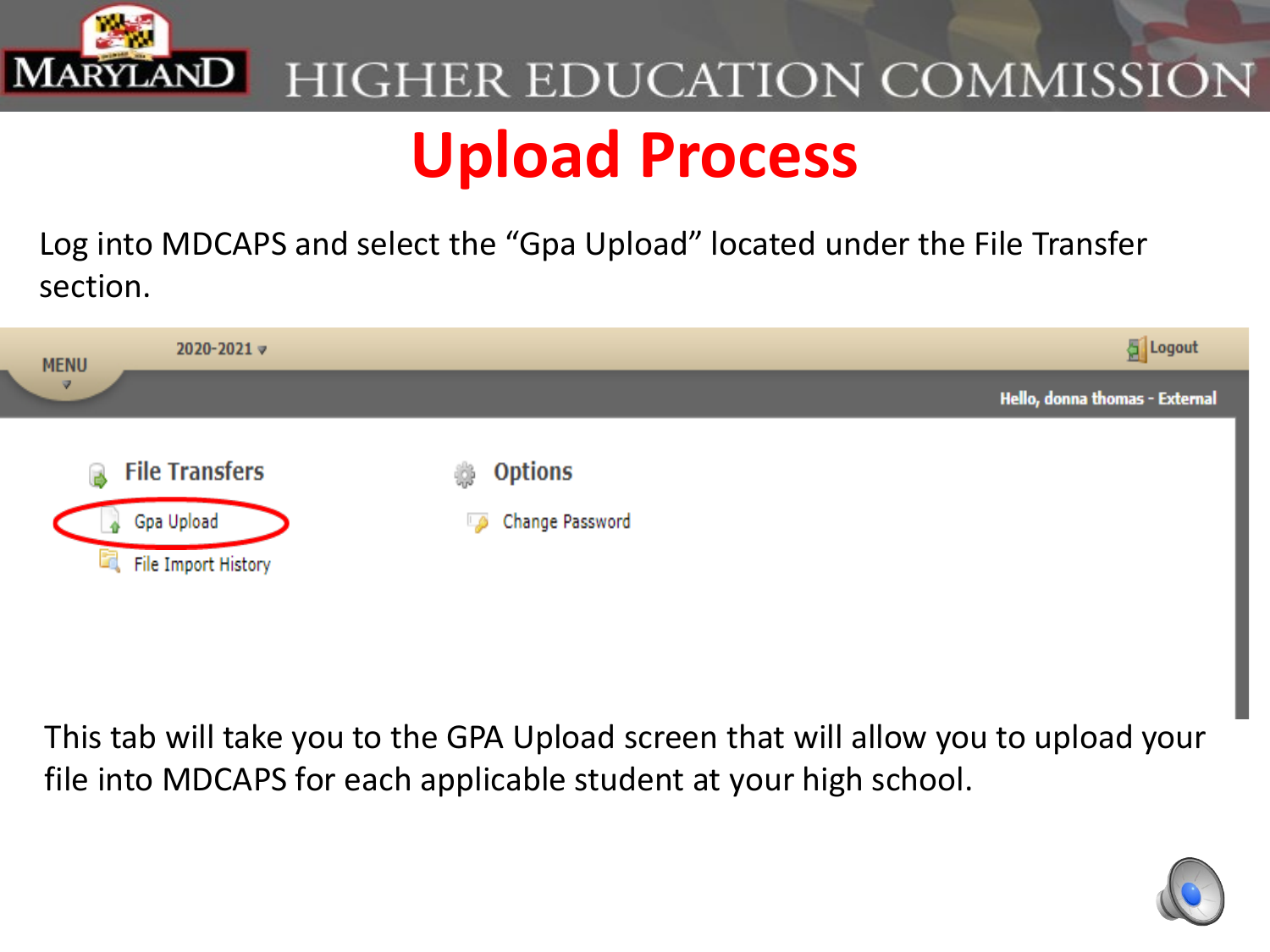# Upload Process

Log into MDCAPS and select the "Gpa Upload" located under the File Transfer section.

This tab will take you to the GPA Upload screen that will allow you to upload your file into MDCAPS for each applicable student at your high school.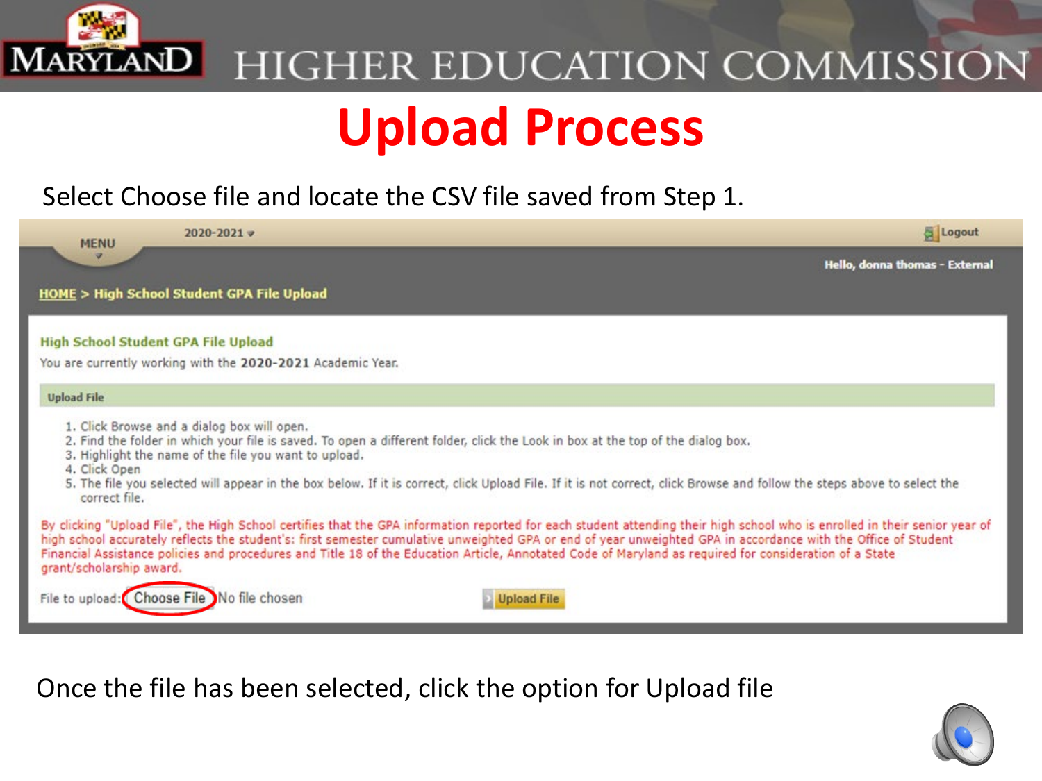# Upload Process

Select Choose file and locate the CSV file saved from Step 1.

MENU 2020-2021 Logout

Hello, donna thomas - External

HOME > High School Student GPA File Upload

### High School Student GPA File Upload

You are currently working with the **2020-2021** Academic Year.

#### Upload File

1. Click Browse and a dialog box will open.
2. Find the folder in which your file is saved. To open a different folder, click the Look in box at the top of the dialog box.
3. Highlight the name of the file you want to upload.
4. Click Open
5. The file you selected will appear in the box below. If it is correct, click Upload File. If it is not correct, click Browse and follow the steps above to select the correct file.

By clicking "Upload File", the High School certifies that the GPA information reported for each student attending their high school who is enrolled in their senior year of high school accurately reflects the student's: first semester cumulative unweighted GPA or end of year unweighted GPA in accordance with the Office of Student Financial Assistance policies and procedures and Title 18 of the Education Article, Annotated Code of Maryland as required for consideration of a State grant/scholarship award.

File to upload: Choose File No file chosen Upload File

Once the file has been selected, click the option for Upload file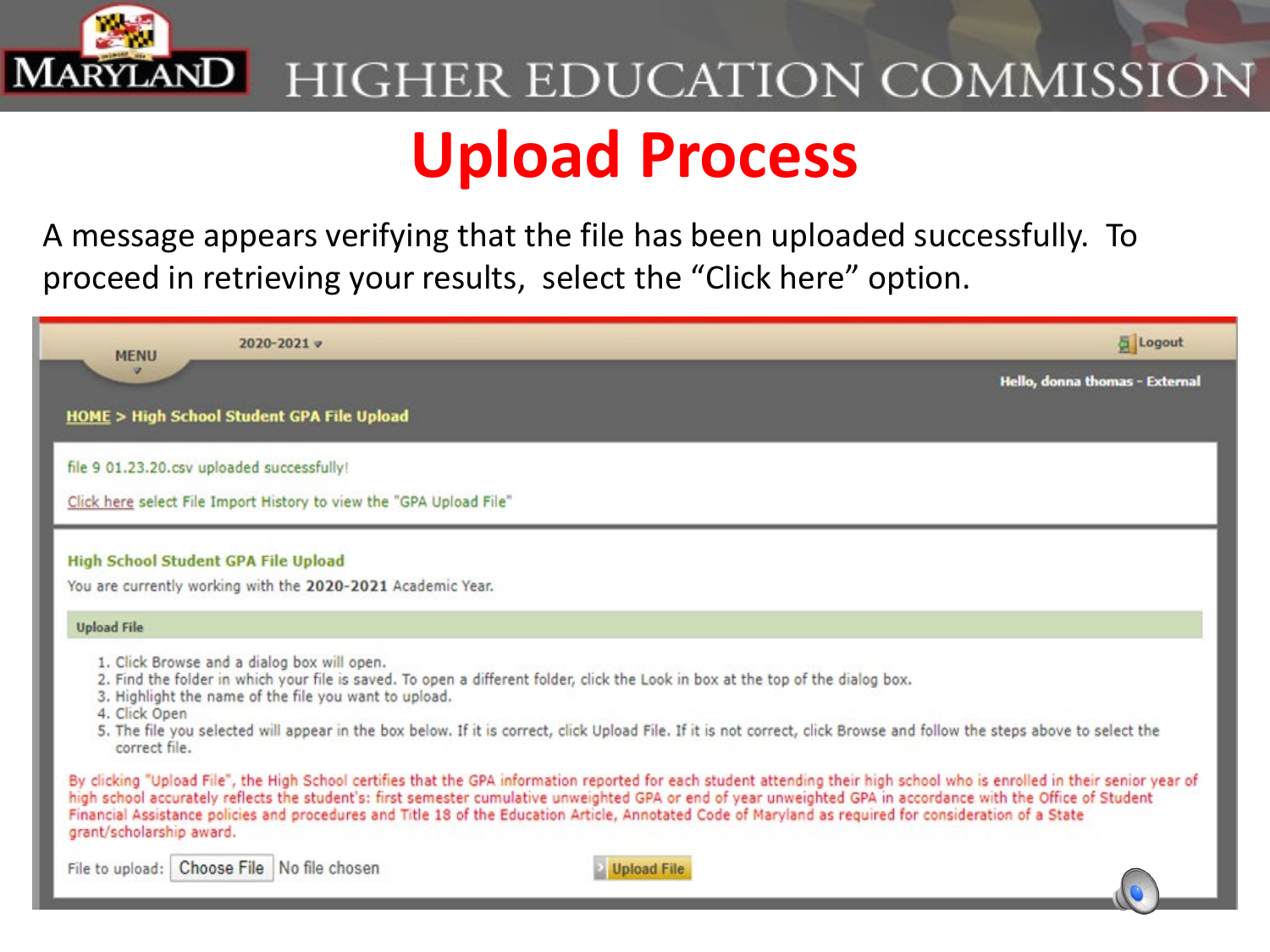# Upload Process

A message appears verifying that the file has been uploaded successfully. To proceed in retrieving your results, select the "Click here" option.

MENU

2020-2021

Logout

Hello, donna thomas - External

HOME > High School Student GPA File Upload

file 9 01.23.20.csv uploaded successfully!

Click here select File Import History to view the "GPA Upload File"

**High School Student GPA File Upload**

You are currently working with the **2020-2021** Academic Year.

**Upload File**

1. Click Browse and a dialog box will open.
2. Find the folder in which your file is saved. To open a different folder, click the Look in box at the top of the dialog box.
3. Highlight the name of the file you want to upload.
4. Click Open
5. The file you selected will appear in the box below. If it is correct, click Upload File. If it is not correct, click Browse and follow the steps above to select the correct file.

By clicking "Upload File", the High School certifies that the GPA information reported for each student attending their high school who is enrolled in their senior year of high school accurately reflects the student's: first semester cumulative unweighted GPA or end of year unweighted GPA in accordance with the Office of Student Financial Assistance policies and procedures and Title 18 of the Education Article, Annotated Code of Maryland as required for consideration of a State grant/scholarship award.

File to upload: Choose File No file chosen

Upload File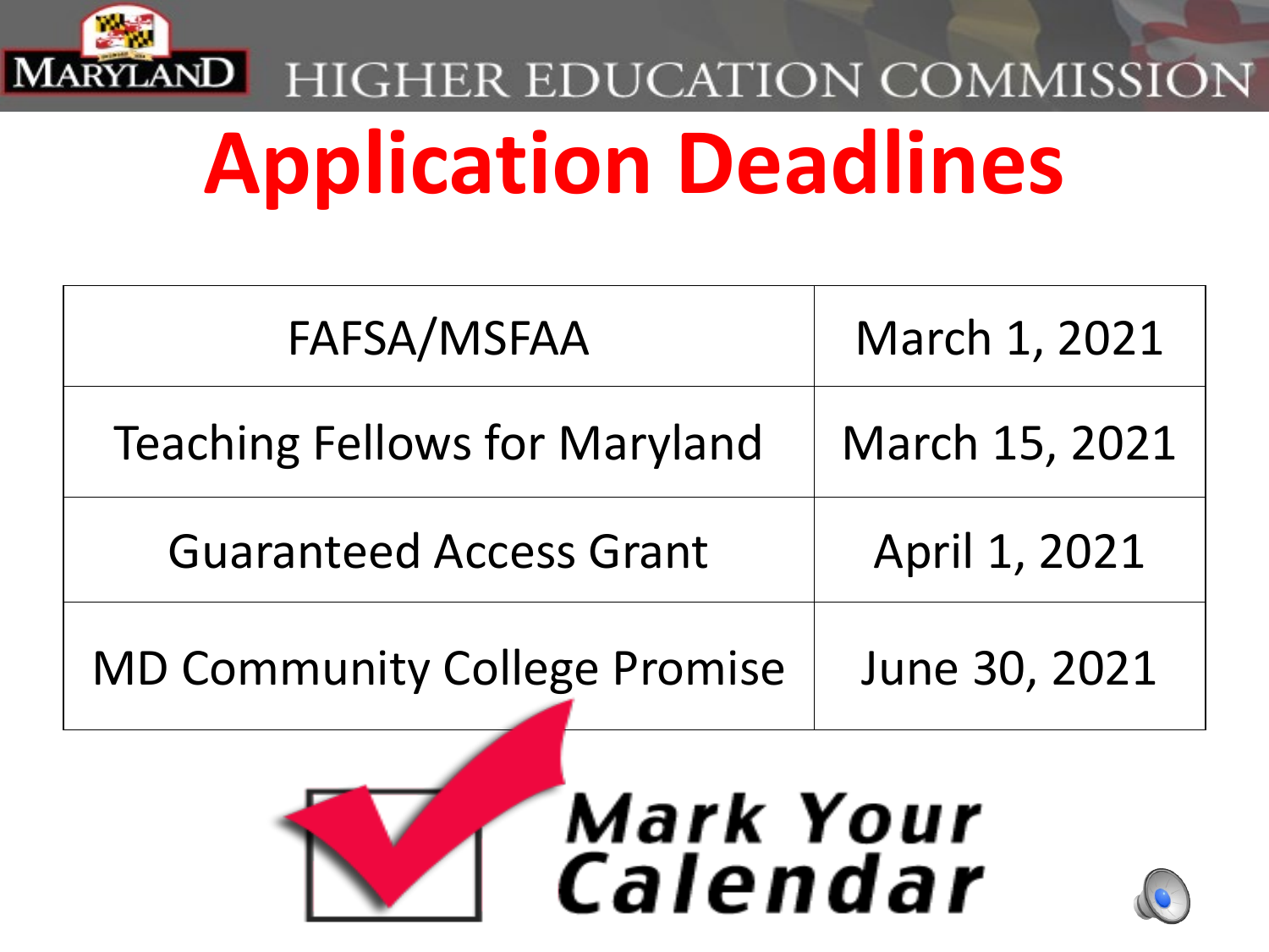MARYLAND HIGHER EDUCATION COMMISSION

# Application Deadlines

| | |
|---|---|
| FAFSA/MSFAA | March 1, 2021 |
| Teaching Fellows for Maryland | March 15, 2021 |
| Guaranteed Access Grant | April 1, 2021 |
| MD Community College Promise | June 30, 2021 |

Mark Your Calendar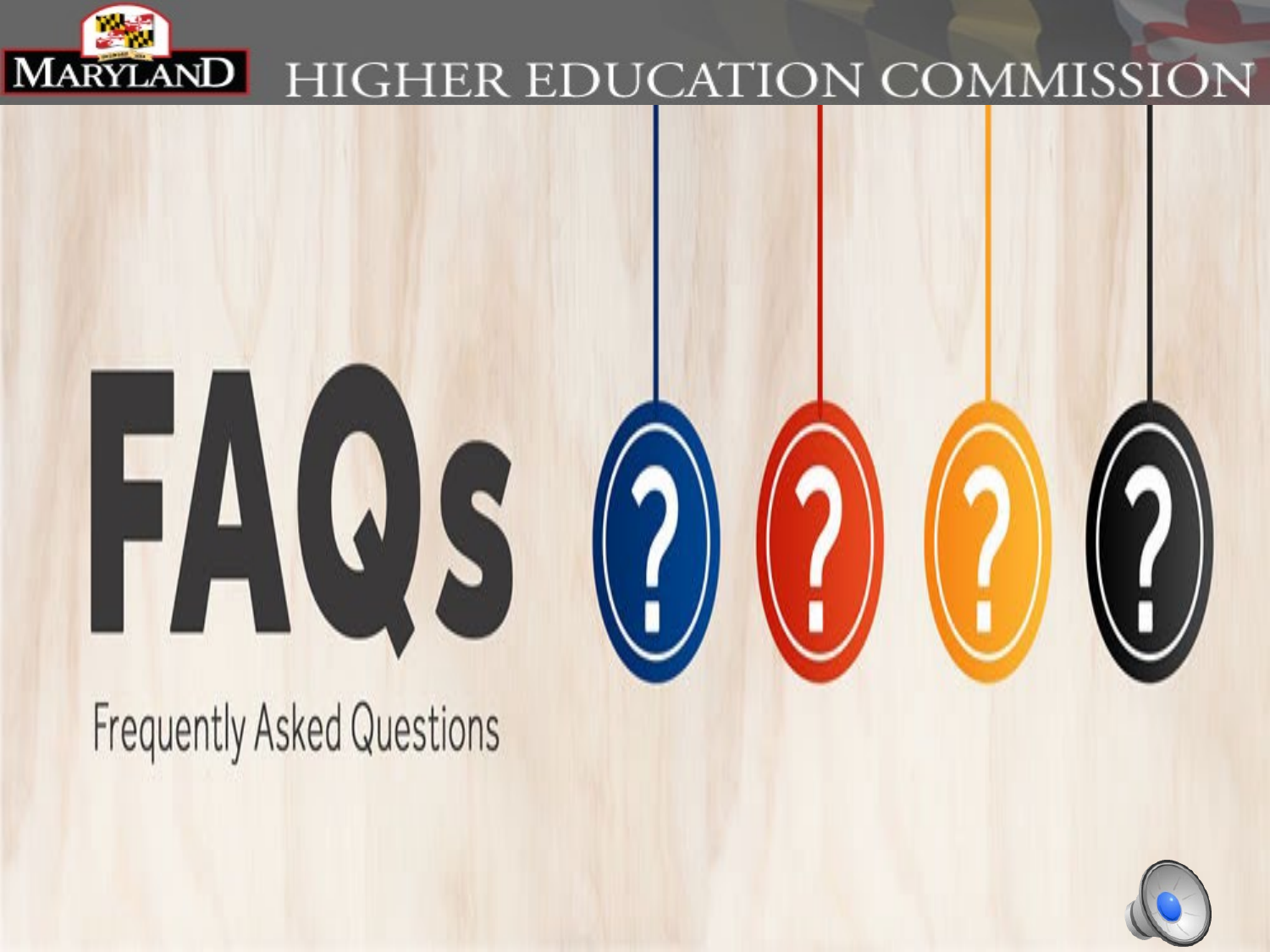# FAQs

Frequently Asked Questions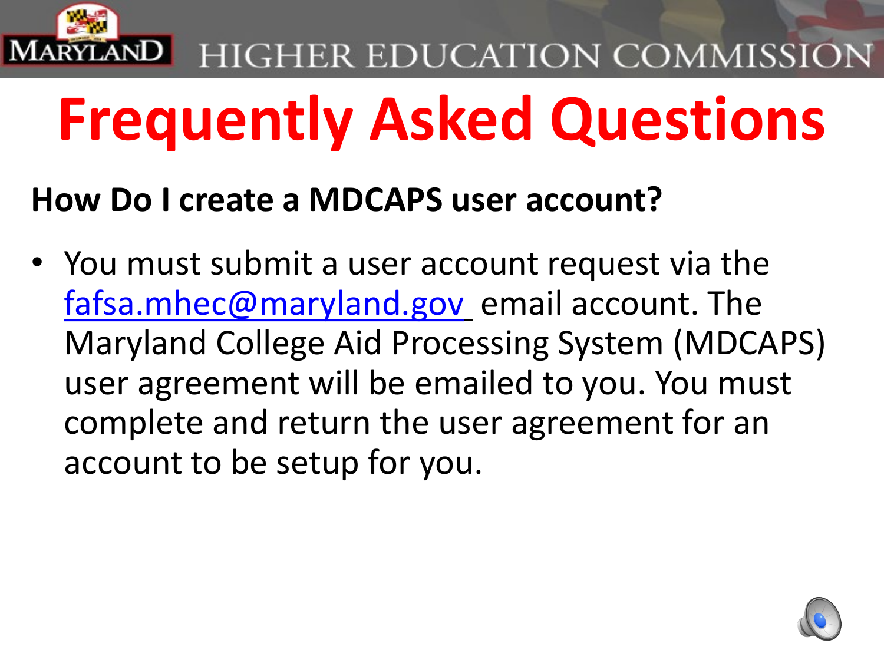# Frequently Asked Questions

**How Do I create a MDCAPS user account?**

- You must submit a user account request via the fafsa.mhec@maryland.gov email account. The Maryland College Aid Processing System (MDCAPS) user agreement will be emailed to you. You must complete and return the user agreement for an account to be setup for you.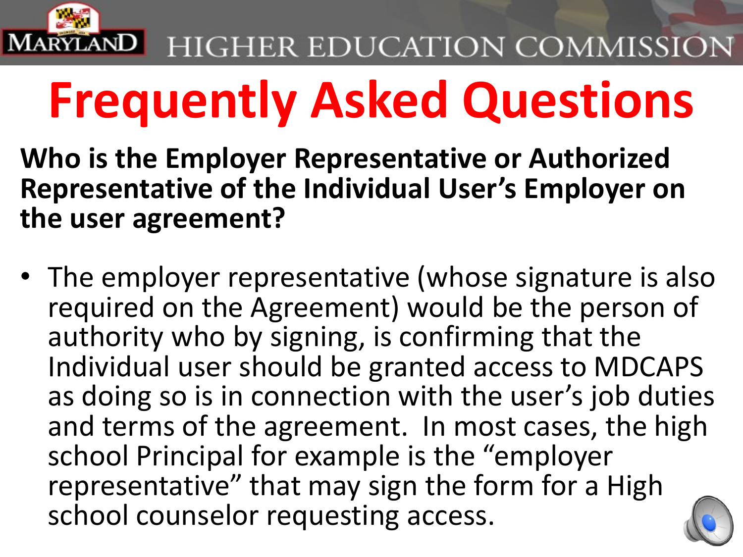# Frequently Asked Questions

**Who is the Employer Representative or Authorized Representative of the Individual User's Employer on the user agreement?**

- The employer representative (whose signature is also required on the Agreement) would be the person of authority who by signing, is confirming that the Individual user should be granted access to MDCAPS as doing so is in connection with the user's job duties and terms of the agreement. In most cases, the high school Principal for example is the "employer representative" that may sign the form for a High school counselor requesting access.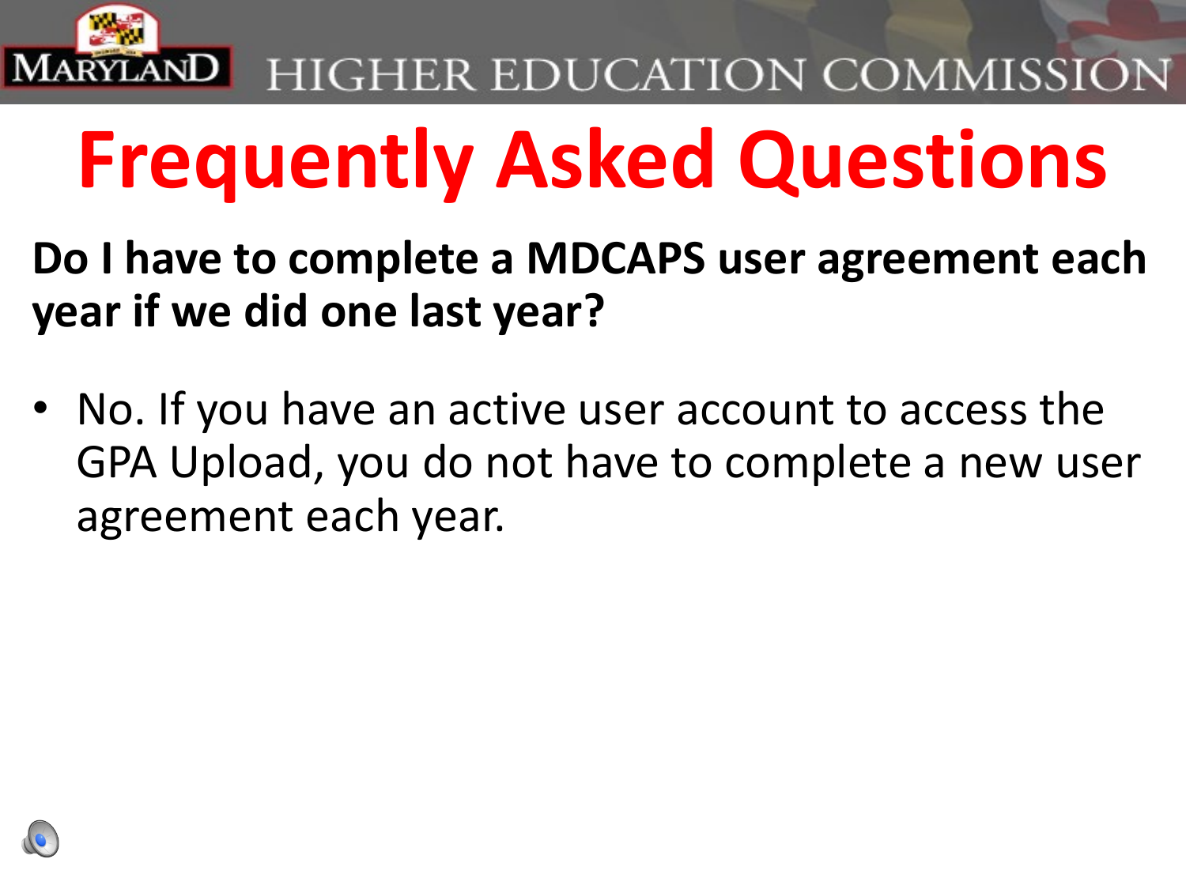# Frequently Asked Questions

**Do I have to complete a MDCAPS user agreement each year if we did one last year?**

- No. If you have an active user account to access the GPA Upload, you do not have to complete a new user agreement each year.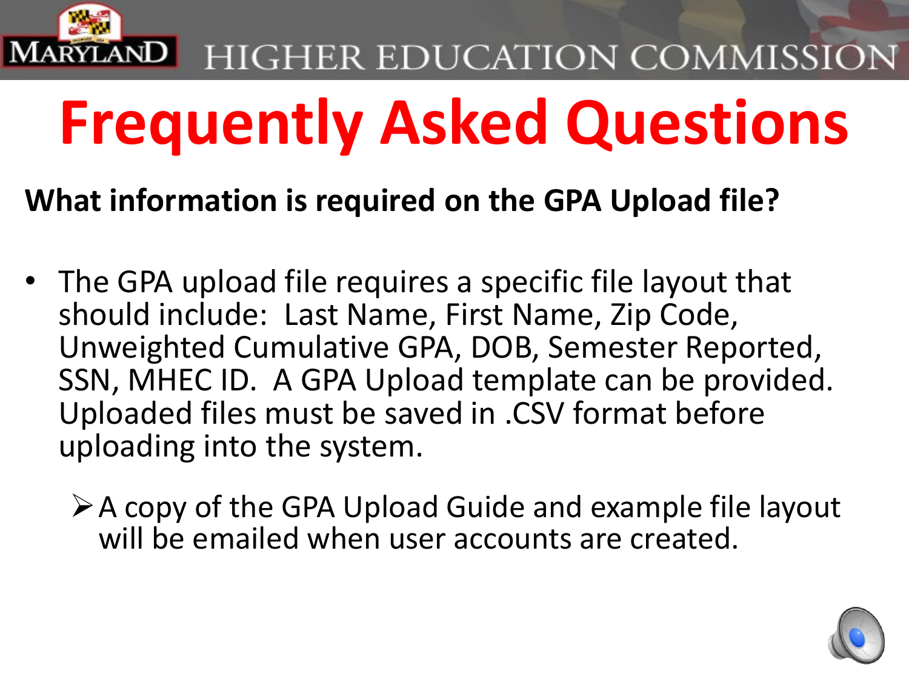# Frequently Asked Questions

**What information is required on the GPA Upload file?**

- The GPA upload file requires a specific file layout that should include: Last Name, First Name, Zip Code, Unweighted Cumulative GPA, DOB, Semester Reported, SSN, MHEC ID. A GPA Upload template can be provided. Uploaded files must be saved in .CSV format before uploading into the system.
  - A copy of the GPA Upload Guide and example file layout will be emailed when user accounts are created.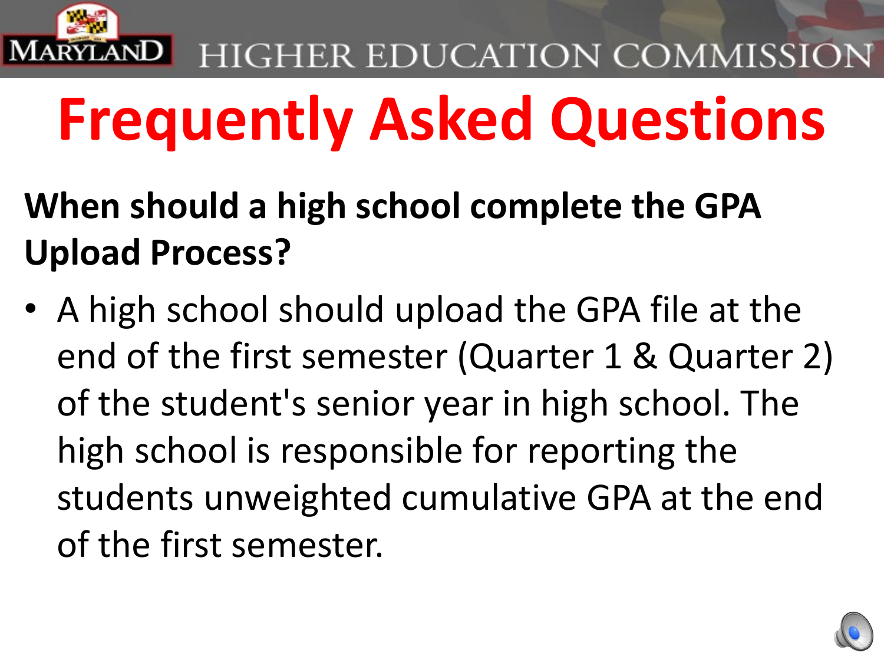# Frequently Asked Questions

**When should a high school complete the GPA Upload Process?**

- A high school should upload the GPA file at the end of the first semester (Quarter 1 & Quarter 2) of the student's senior year in high school. The high school is responsible for reporting the students unweighted cumulative GPA at the end of the first semester.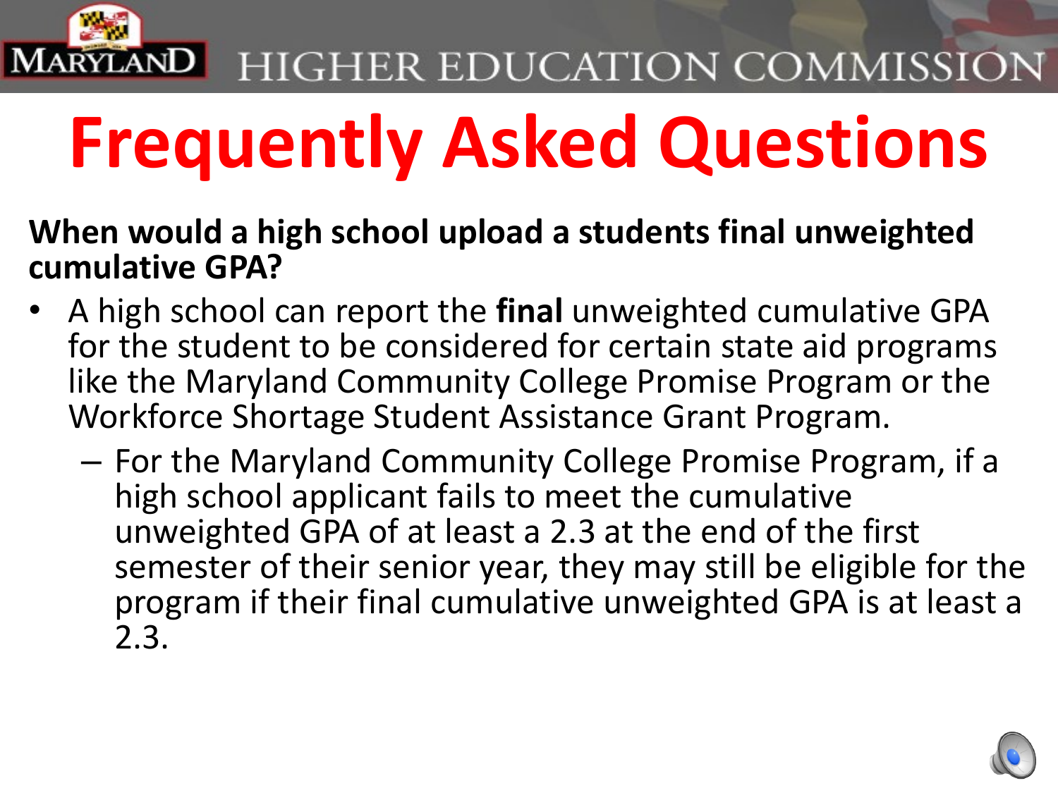# Frequently Asked Questions

**When would a high school upload a students final unweighted cumulative GPA?**

- A high school can report the **final** unweighted cumulative GPA for the student to be considered for certain state aid programs like the Maryland Community College Promise Program or the Workforce Shortage Student Assistance Grant Program.
  - For the Maryland Community College Promise Program, if a high school applicant fails to meet the cumulative unweighted GPA of at least a 2.3 at the end of the first semester of their senior year, they may still be eligible for the program if their final cumulative unweighted GPA is at least a 2.3.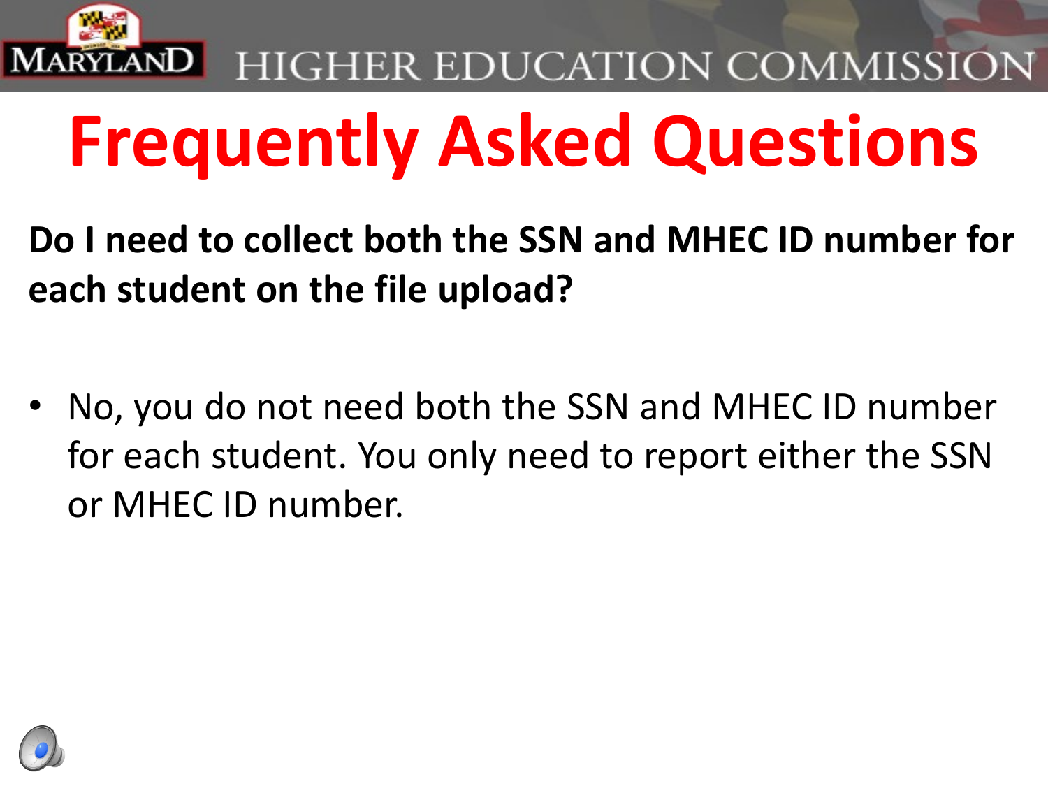# Frequently Asked Questions

**Do I need to collect both the SSN and MHEC ID number for each student on the file upload?**

- No, you do not need both the SSN and MHEC ID number for each student. You only need to report either the SSN or MHEC ID number.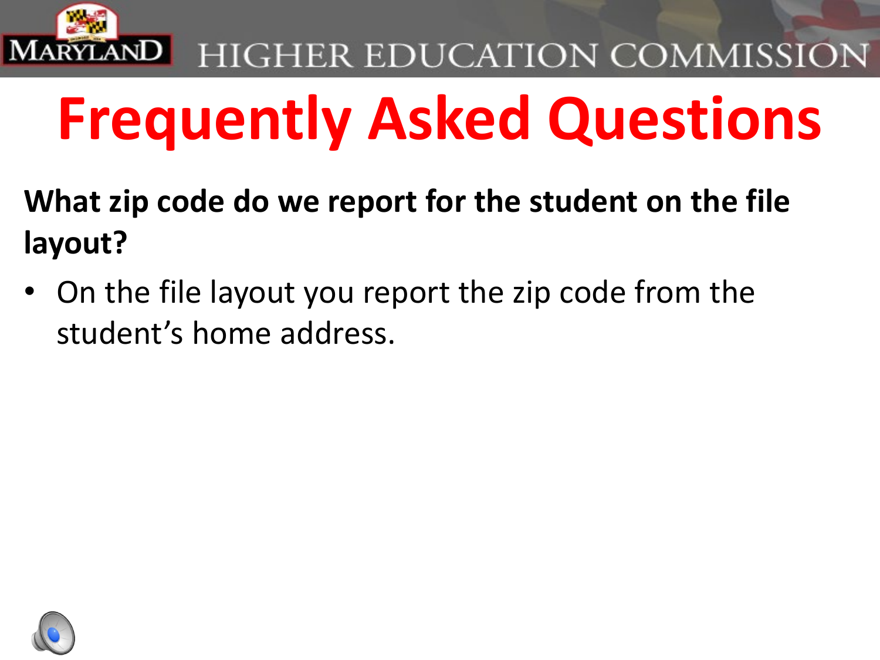# Frequently Asked Questions

**What zip code do we report for the student on the file layout?**

- On the file layout you report the zip code from the student's home address.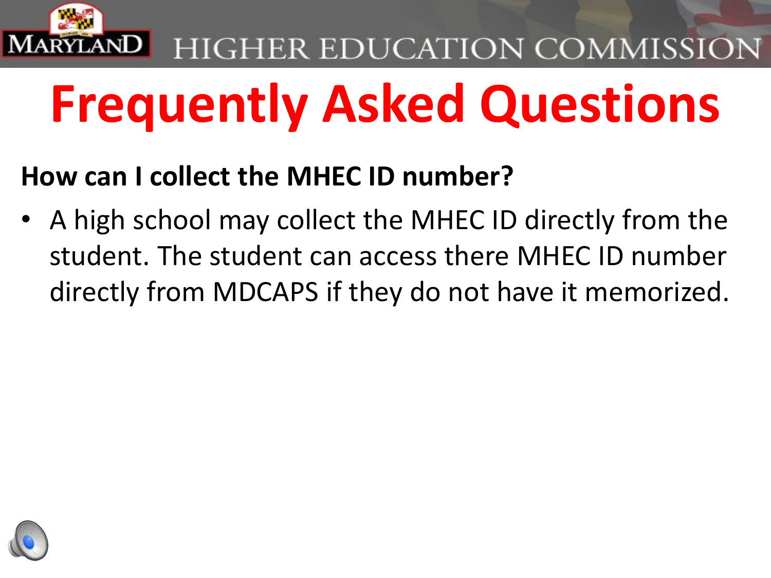# Frequently Asked Questions

**How can I collect the MHEC ID number?**

- A high school may collect the MHEC ID directly from the student. The student can access there MHEC ID number directly from MDCAPS if they do not have it memorized.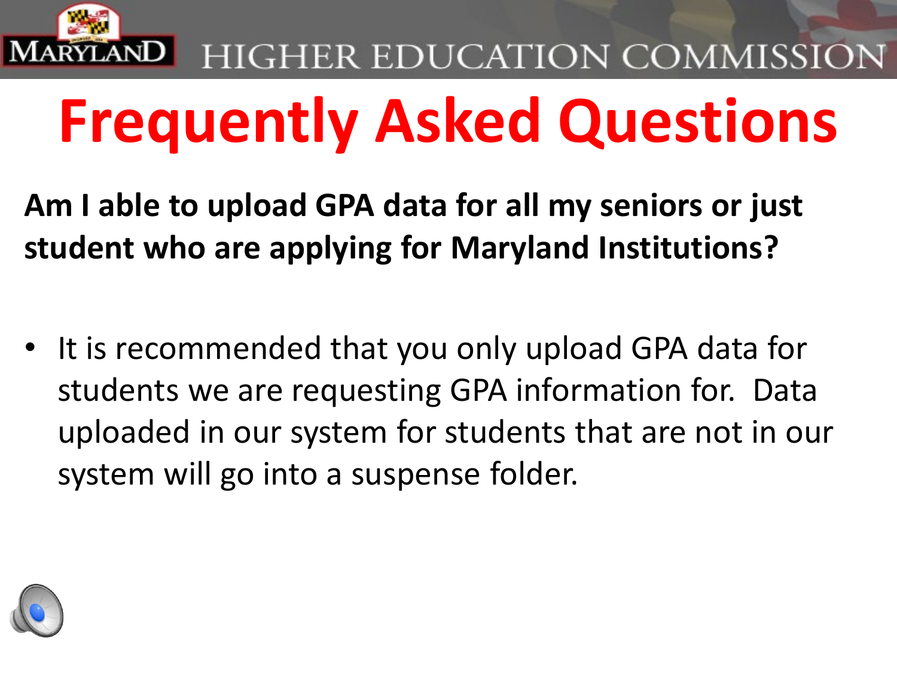# Frequently Asked Questions

**Am I able to upload GPA data for all my seniors or just student who are applying for Maryland Institutions?**

- It is recommended that you only upload GPA data for students we are requesting GPA information for. Data uploaded in our system for students that are not in our system will go into a suspense folder.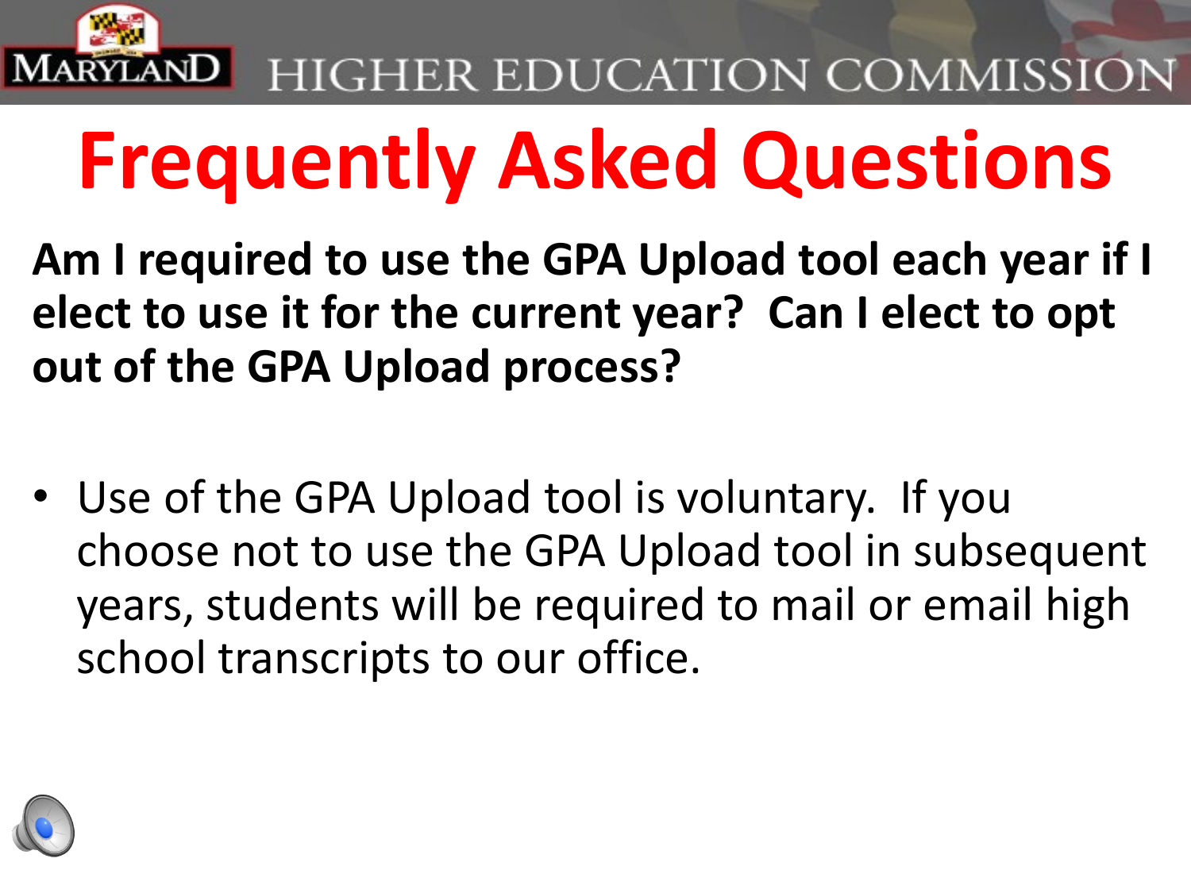# Frequently Asked Questions

**Am I required to use the GPA Upload tool each year if I elect to use it for the current year? Can I elect to opt out of the GPA Upload process?**

- Use of the GPA Upload tool is voluntary. If you choose not to use the GPA Upload tool in subsequent years, students will be required to mail or email high school transcripts to our office.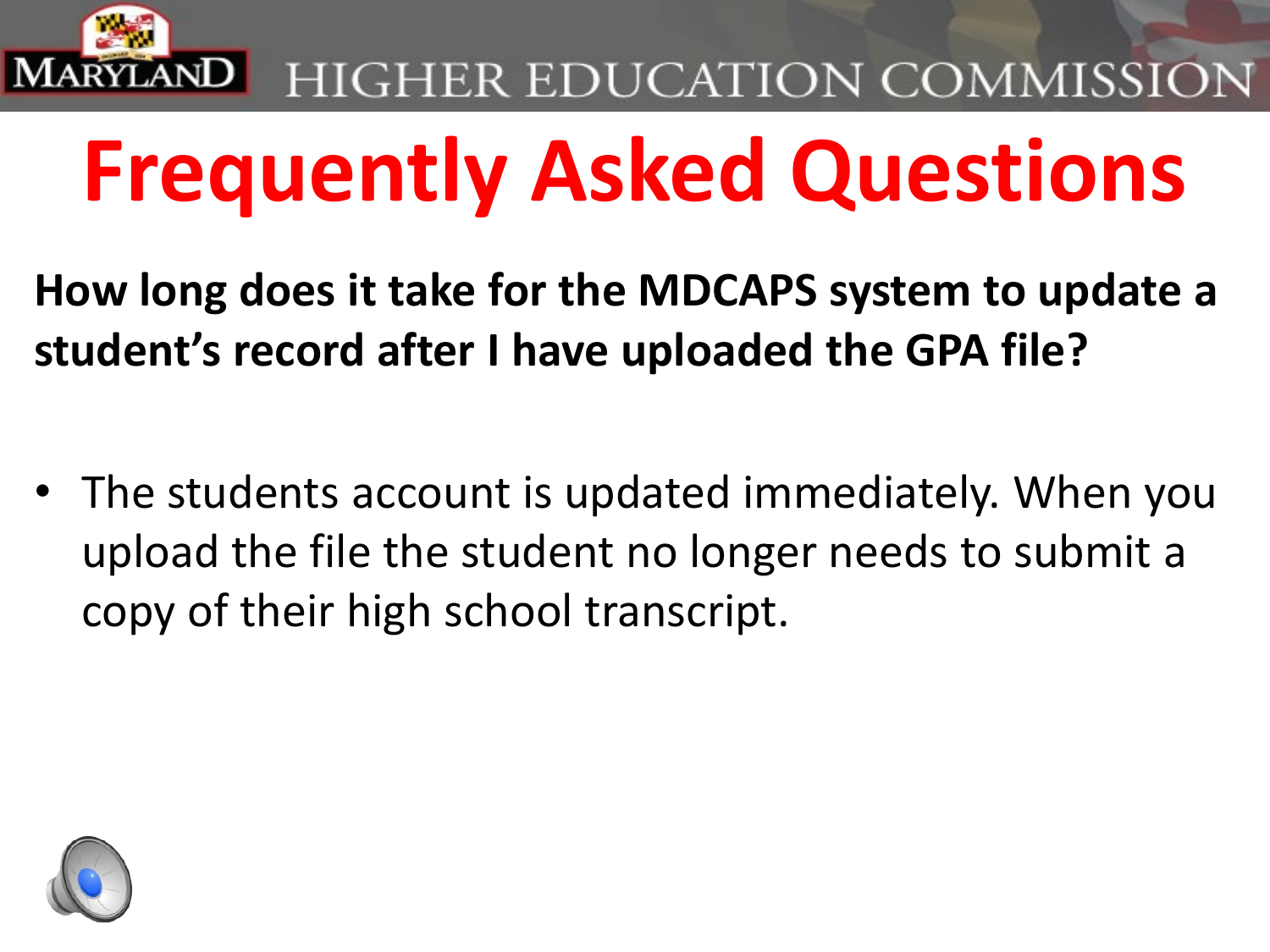# Frequently Asked Questions

**How long does it take for the MDCAPS system to update a student's record after I have uploaded the GPA file?**

- The students account is updated immediately. When you upload the file the student no longer needs to submit a copy of their high school transcript.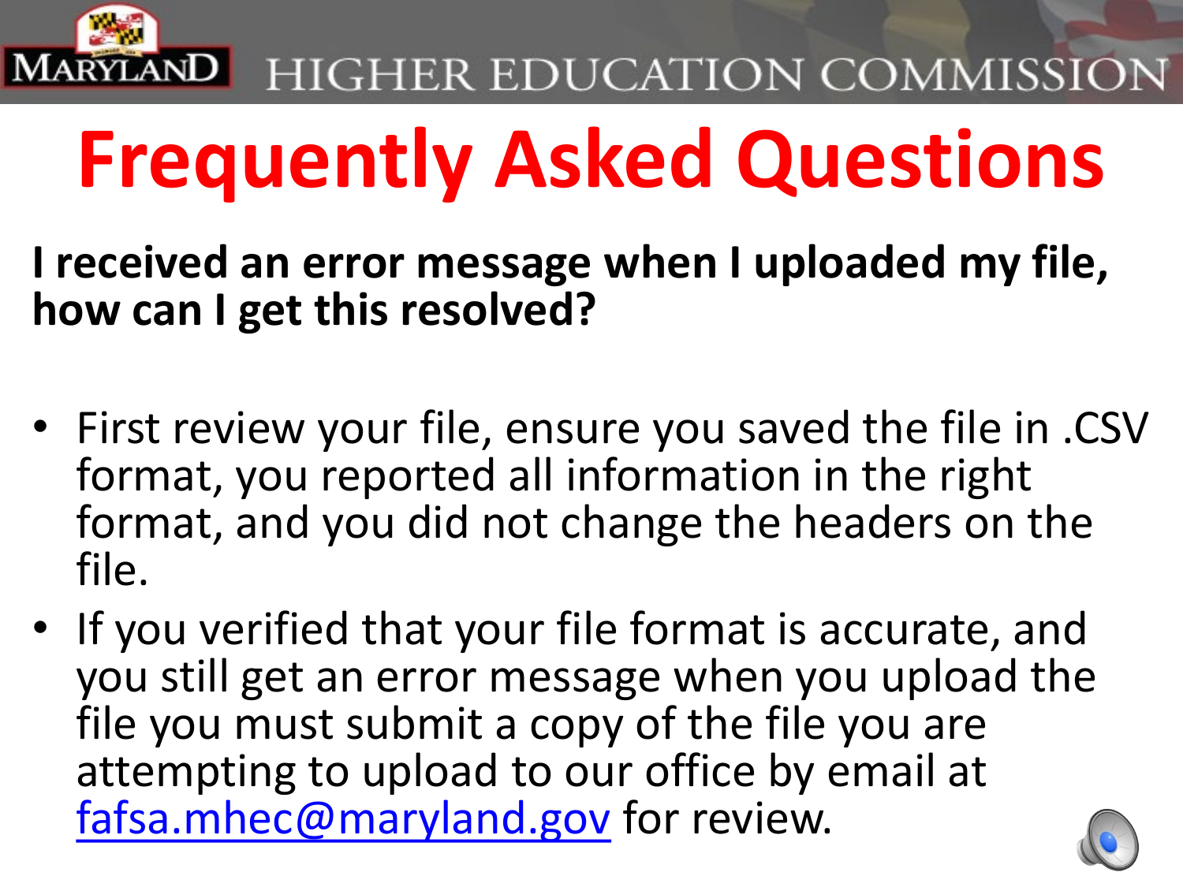# Frequently Asked Questions

**I received an error message when I uploaded my file, how can I get this resolved?**

- First review your file, ensure you saved the file in .CSV format, you reported all information in the right format, and you did not change the headers on the file.
- If you verified that your file format is accurate, and you still get an error message when you upload the file you must submit a copy of the file you are attempting to upload to our office by email at [fafsa.mhec@maryland.gov](mailto:fafsa.mhec@maryland.gov) for review.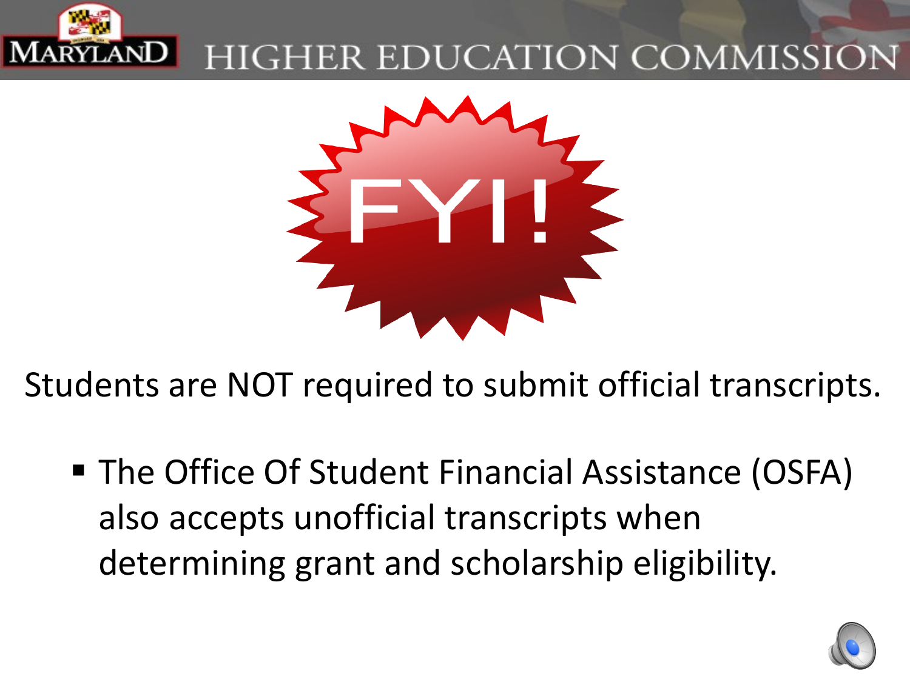FYI!

Students are NOT required to submit official transcripts.

- The Office Of Student Financial Assistance (OSFA) also accepts unofficial transcripts when determining grant and scholarship eligibility.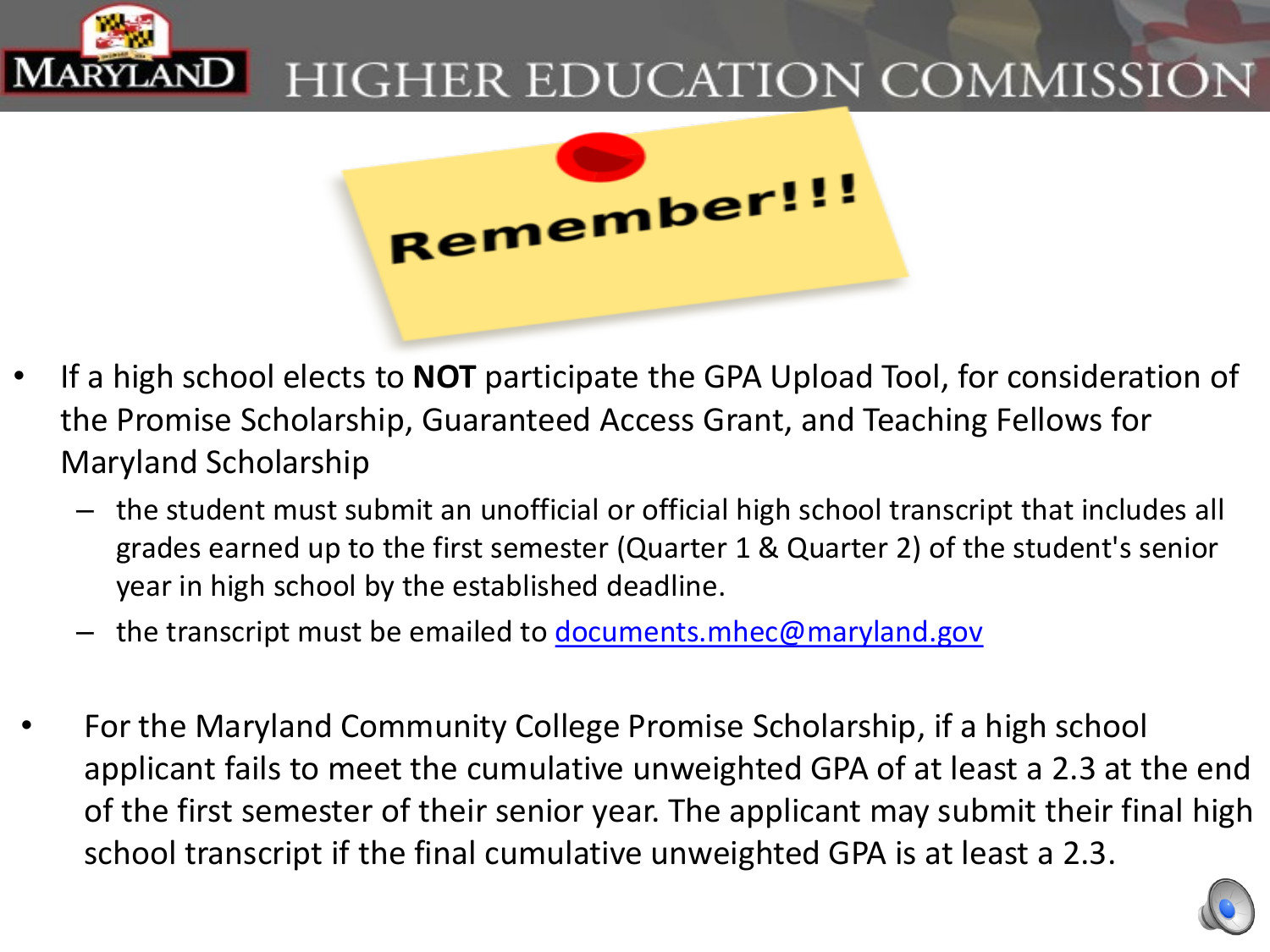# Remember!!!

- If a high school elects to **NOT** participate the GPA Upload Tool, for consideration of the Promise Scholarship, Guaranteed Access Grant, and Teaching Fellows for Maryland Scholarship
  - the student must submit an unofficial or official high school transcript that includes all grades earned up to the first semester (Quarter 1 & Quarter 2) of the student's senior year in high school by the established deadline.
  - the transcript must be emailed to documents.mhec@maryland.gov

- For the Maryland Community College Promise Scholarship, if a high school applicant fails to meet the cumulative unweighted GPA of at least a 2.3 at the end of the first semester of their senior year. The applicant may submit their final high school transcript if the final cumulative unweighted GPA is at least a 2.3.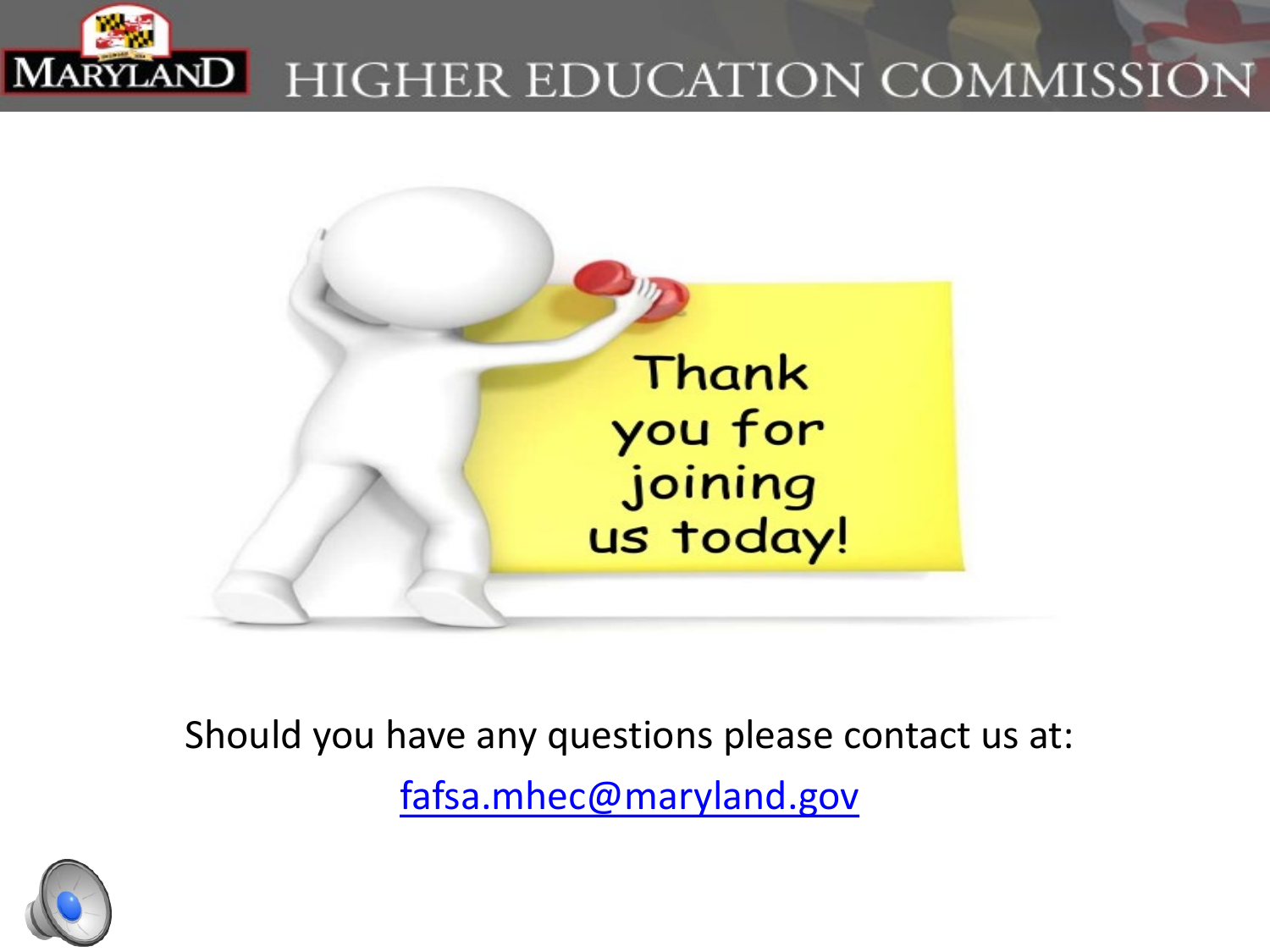Thank you for joining us today!

Should you have any questions please contact us at:

fafsa.mhec@maryland.gov